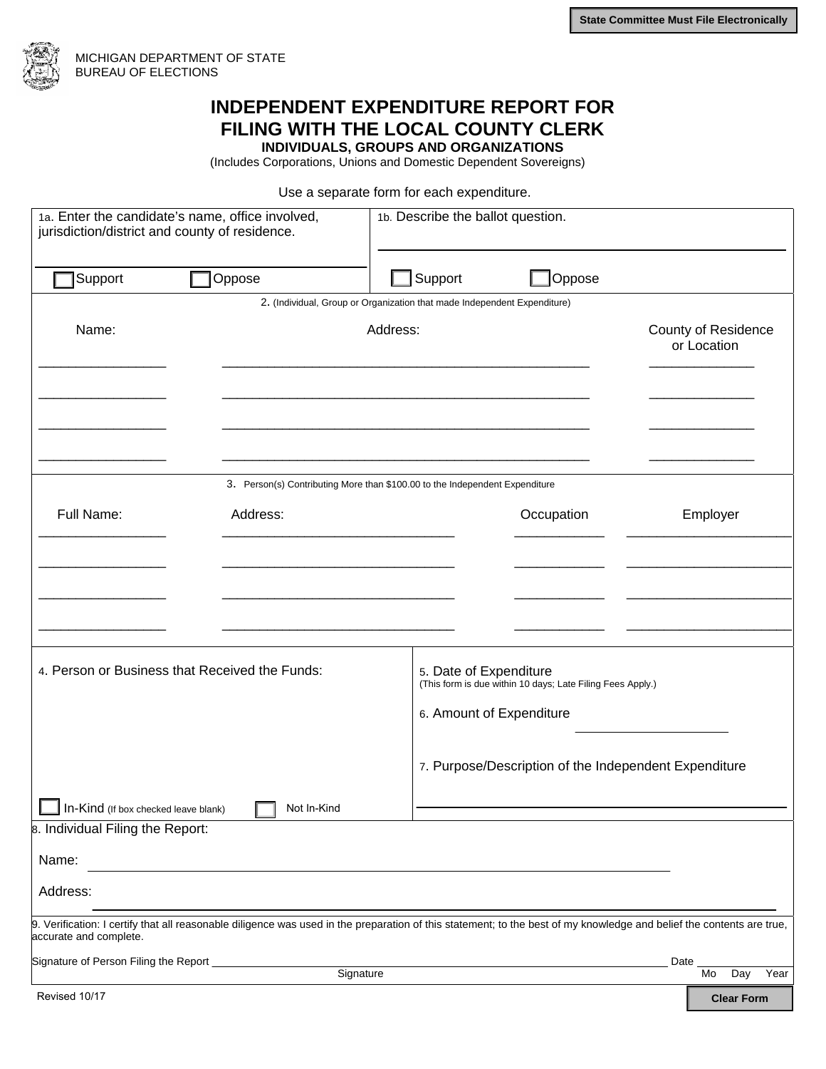State Committee Must File Electronically

MICHIGAN DEPARTMENT OF STATE
BUREAU OF ELECTIONS

# INDEPENDENT EXPENDITURE REPORT FOR FILING WITH THE LOCAL COUNTY CLERK

### INDIVIDUALS, GROUPS AND ORGANIZATIONS

(Includes Corporations, Unions and Domestic Dependent Sovereigns)

Use a separate form for each expenditure.

| 1a. Enter the candidate's name, office involved, jurisdiction/district and county of residence. | 1b. Describe the ballot question. |
|---|---|
| ☐ Support ☐ Oppose | ☐ Support ☐ Oppose |

**2.** (Individual, Group or Organization that made Independent Expenditure)

| Name: | Address: | County of Residence or Location |
|---|---|---|
| | | |
| | | |
| | | |
| | | |

**3.** Person(s) Contributing More than $100.00 to the Independent Expenditure

| Full Name: | Address: | Occupation | Employer |
|---|---|---|---|
| | | | |
| | | | |
| | | | |
| | | | |

4. Person or Business that Received the Funds:

☐ In-Kind (If box checked leave blank) ☐ Not In-Kind

5. Date of Expenditure
(This form is due within 10 days; Late Filing Fees Apply.)

6. Amount of Expenditure ____________

7. Purpose/Description of the Independent Expenditure

____________

8. Individual Filing the Report:

Name: ____________

Address: ____________

9. Verification: I certify that all reasonable diligence was used in the preparation of this statement; to the best of my knowledge and belief the contents are true, accurate and complete.

Signature of Person Filing the Report ____________ Date ____________
Signature Mo Day Year

Revised 10/17

Clear Form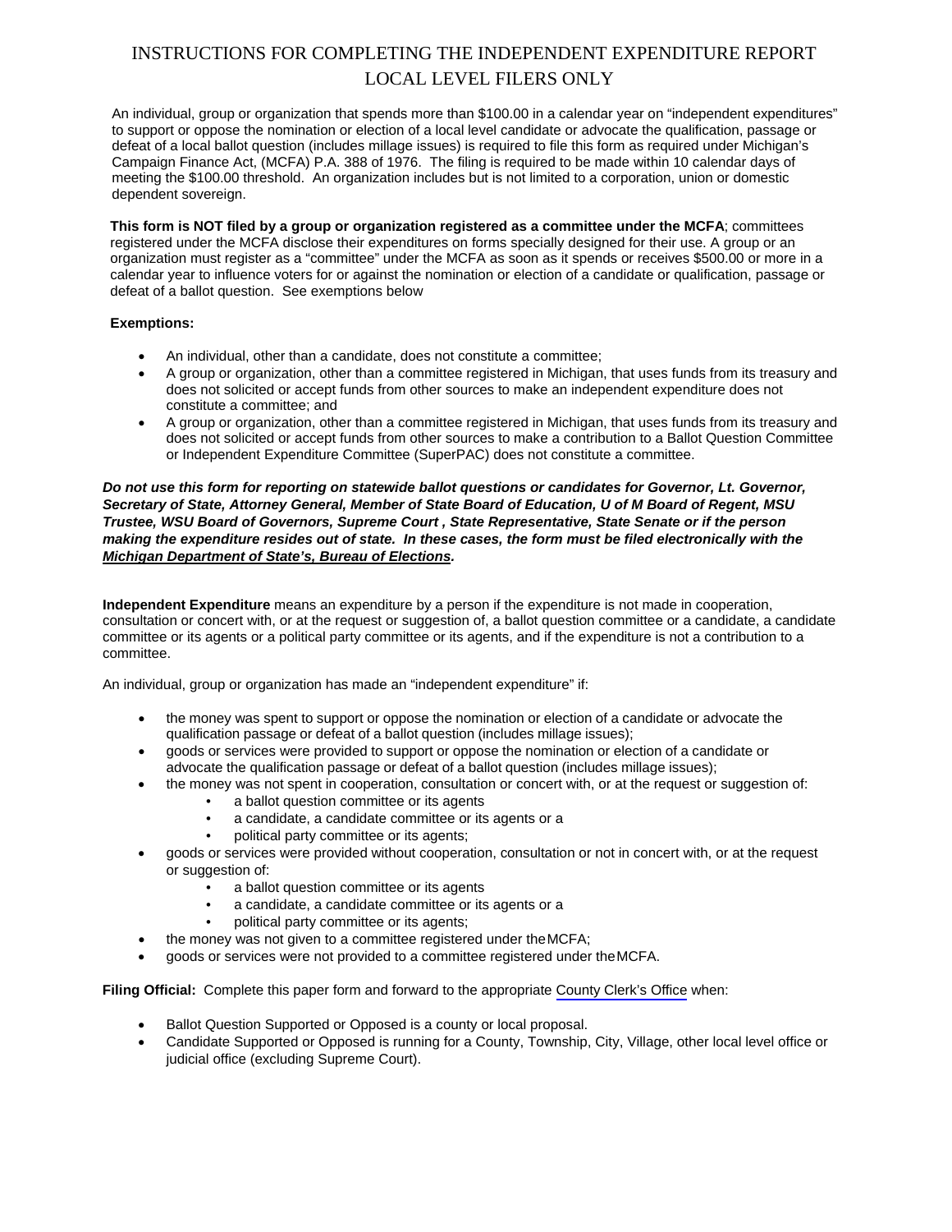# INSTRUCTIONS FOR COMPLETING THE INDEPENDENT EXPENDITURE REPORT
## LOCAL LEVEL FILERS ONLY

An individual, group or organization that spends more than $100.00 in a calendar year on "independent expenditures" to support or oppose the nomination or election of a local level candidate or advocate the qualification, passage or defeat of a local ballot question (includes millage issues) is required to file this form as required under Michigan's Campaign Finance Act, (MCFA) P.A. 388 of 1976. The filing is required to be made within 10 calendar days of meeting the $100.00 threshold. An organization includes but is not limited to a corporation, union or domestic dependent sovereign.

**This form is NOT filed by a group or organization registered as a committee under the MCFA**; committees registered under the MCFA disclose their expenditures on forms specially designed for their use. A group or an organization must register as a "committee" under the MCFA as soon as it spends or receives $500.00 or more in a calendar year to influence voters for or against the nomination or election of a candidate or qualification, passage or defeat of a ballot question. See exemptions below

**Exemptions:**

- An individual, other than a candidate, does not constitute a committee;
- A group or organization, other than a committee registered in Michigan, that uses funds from its treasury and does not solicited or accept funds from other sources to make an independent expenditure does not constitute a committee; and
- A group or organization, other than a committee registered in Michigan, that uses funds from its treasury and does not solicited or accept funds from other sources to make a contribution to a Ballot Question Committee or Independent Expenditure Committee (SuperPAC) does not constitute a committee.

***Do not use this form for reporting on statewide ballot questions or candidates for Governor, Lt. Governor, Secretary of State, Attorney General, Member of State Board of Education, U of M Board of Regent, MSU Trustee, WSU Board of Governors, Supreme Court , State Representative, State Senate or if the person making the expenditure resides out of state. In these cases, the form must be filed electronically with the Michigan Department of State's, Bureau of Elections.***

**Independent Expenditure** means an expenditure by a person if the expenditure is not made in cooperation, consultation or concert with, or at the request or suggestion of, a ballot question committee or a candidate, a candidate committee or its agents or a political party committee or its agents, and if the expenditure is not a contribution to a committee.

An individual, group or organization has made an "independent expenditure" if:

- the money was spent to support or oppose the nomination or election of a candidate or advocate the qualification passage or defeat of a ballot question (includes millage issues);
- goods or services were provided to support or oppose the nomination or election of a candidate or advocate the qualification passage or defeat of a ballot question (includes millage issues);
- the money was not spent in cooperation, consultation or concert with, or at the request or suggestion of:
  - a ballot question committee or its agents
  - a candidate, a candidate committee or its agents or a
  - political party committee or its agents;
- goods or services were provided without cooperation, consultation or not in concert with, or at the request or suggestion of:
  - a ballot question committee or its agents
  - a candidate, a candidate committee or its agents or a
  - political party committee or its agents;
- the money was not given to a committee registered under the MCFA;
- goods or services were not provided to a committee registered under the MCFA.

**Filing Official:** Complete this paper form and forward to the appropriate County Clerk's Office when:

- Ballot Question Supported or Opposed is a county or local proposal.
- Candidate Supported or Opposed is running for a County, Township, City, Village, other local level office or judicial office (excluding Supreme Court).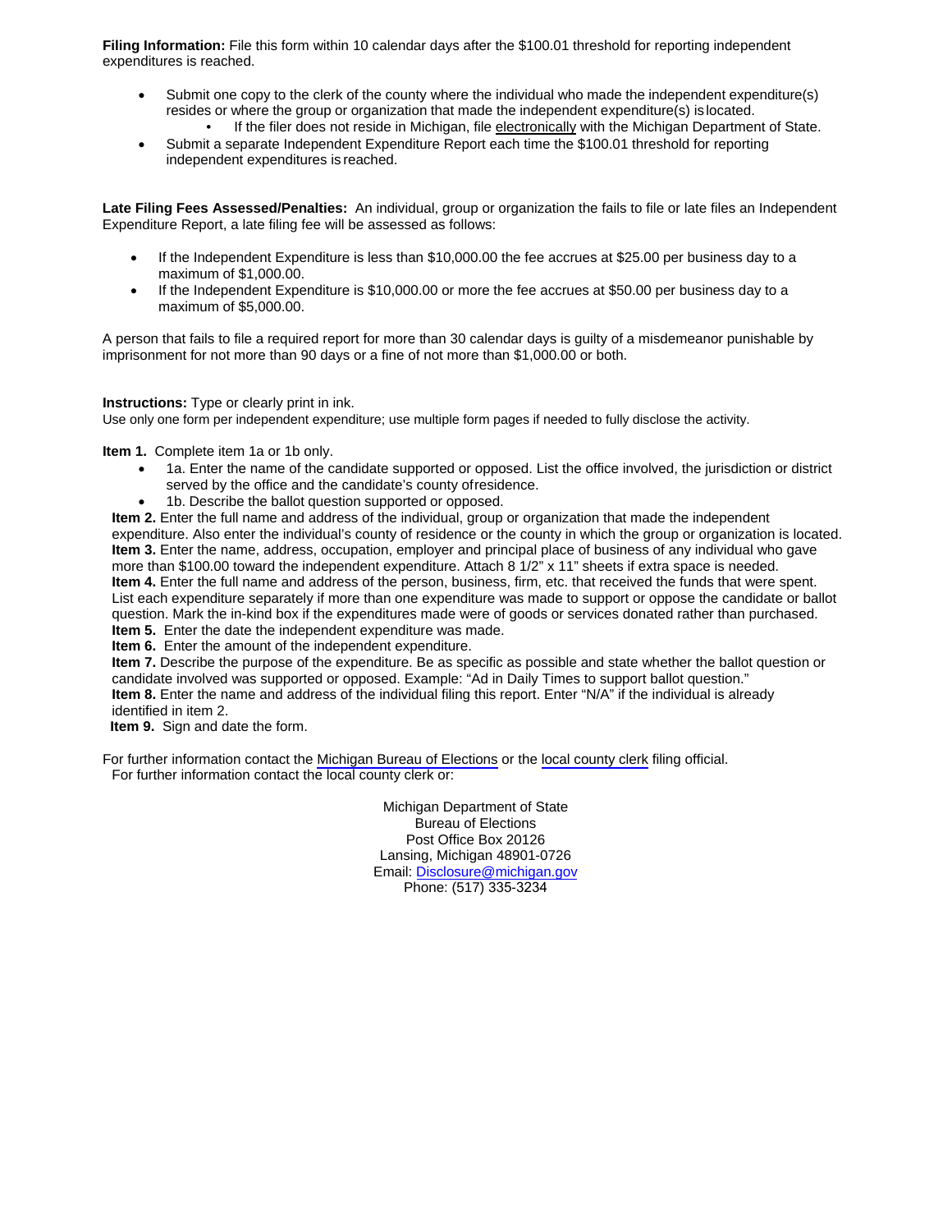**Filing Information:** File this form within 10 calendar days after the $100.01 threshold for reporting independent expenditures is reached.

- Submit one copy to the clerk of the county where the individual who made the independent expenditure(s) resides or where the group or organization that made the independent expenditure(s) is located.
  - If the filer does not reside in Michigan, file electronically with the Michigan Department of State.
- Submit a separate Independent Expenditure Report each time the $100.01 threshold for reporting independent expenditures is reached.

**Late Filing Fees Assessed/Penalties:** An individual, group or organization the fails to file or late files an Independent Expenditure Report, a late filing fee will be assessed as follows:

- If the Independent Expenditure is less than $10,000.00 the fee accrues at $25.00 per business day to a maximum of $1,000.00.
- If the Independent Expenditure is $10,000.00 or more the fee accrues at $50.00 per business day to a maximum of $5,000.00.

A person that fails to file a required report for more than 30 calendar days is guilty of a misdemeanor punishable by imprisonment for not more than 90 days or a fine of not more than $1,000.00 or both.

**Instructions:** Type or clearly print in ink.
Use only one form per independent expenditure; use multiple form pages if needed to fully disclose the activity.

**Item 1.** Complete item 1a or 1b only.

- 1a. Enter the name of the candidate supported or opposed. List the office involved, the jurisdiction or district served by the office and the candidate's county of residence.
- 1b. Describe the ballot question supported or opposed.

**Item 2.** Enter the full name and address of the individual, group or organization that made the independent expenditure. Also enter the individual's county of residence or the county in which the group or organization is located.
**Item 3.** Enter the name, address, occupation, employer and principal place of business of any individual who gave more than $100.00 toward the independent expenditure. Attach 8 1/2" x 11" sheets if extra space is needed.
**Item 4.** Enter the full name and address of the person, business, firm, etc. that received the funds that were spent. List each expenditure separately if more than one expenditure was made to support or oppose the candidate or ballot question. Mark the in-kind box if the expenditures made were of goods or services donated rather than purchased.
**Item 5.** Enter the date the independent expenditure was made.
**Item 6.** Enter the amount of the independent expenditure.
**Item 7.** Describe the purpose of the expenditure. Be as specific as possible and state whether the ballot question or candidate involved was supported or opposed. Example: "Ad in Daily Times to support ballot question."
**Item 8.** Enter the name and address of the individual filing this report. Enter "N/A" if the individual is already identified in item 2.
**Item 9.** Sign and date the form.

For further information contact the Michigan Bureau of Elections or the local county clerk filing official.
For further information contact the local county clerk or:

Michigan Department of State
Bureau of Elections
Post Office Box 20126
Lansing, Michigan 48901-0726
Email: Disclosure@michigan.gov
Phone: (517) 335-3234